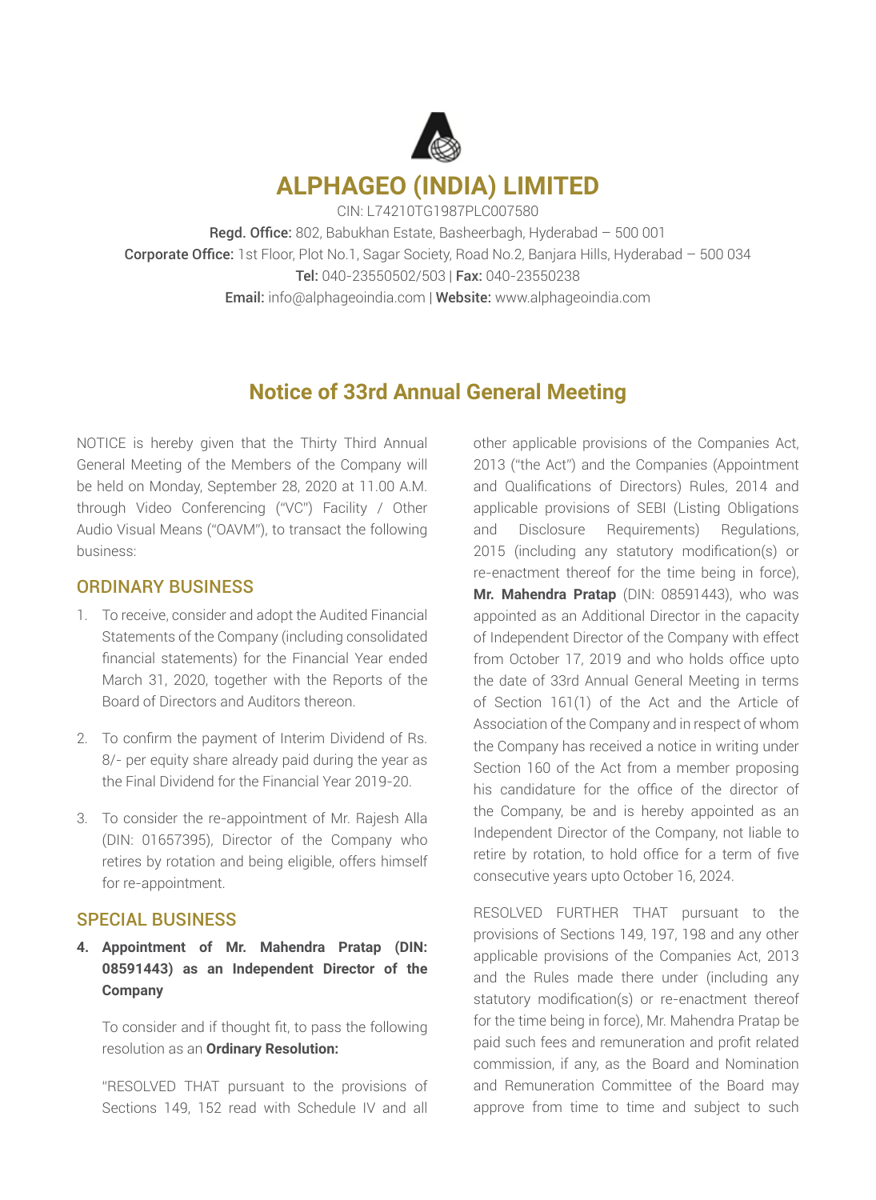# ALPHAGEO (INDIA) LIMITED

CIN: L74210TG1987PLC007580

**Regd. Office:** 802, Babukhan Estate, Basheerbagh, Hyderabad – 500 001

**Corporate Office:** 1st Floor, Plot No.1, Sagar Society, Road No.2, Banjara Hills, Hyderabad – 500 034

**Tel:** 040-23550502/503 | **Fax:** 040-23550238

**Email:** info@alphageoindia.com | **Website:** www.alphageoindia.com

## Notice of 33rd Annual General Meeting

NOTICE is hereby given that the Thirty Third Annual General Meeting of the Members of the Company will be held on Monday, September 28, 2020 at 11.00 A.M. through Video Conferencing ("VC") Facility / Other Audio Visual Means ("OAVM"), to transact the following business:

### ORDINARY BUSINESS

1. To receive, consider and adopt the Audited Financial Statements of the Company (including consolidated financial statements) for the Financial Year ended March 31, 2020, together with the Reports of the Board of Directors and Auditors thereon.

2. To confirm the payment of Interim Dividend of Rs. 8/- per equity share already paid during the year as the Final Dividend for the Financial Year 2019-20.

3. To consider the re-appointment of Mr. Rajesh Alla (DIN: 01657395), Director of the Company who retires by rotation and being eligible, offers himself for re-appointment.

### SPECIAL BUSINESS

**4. Appointment of Mr. Mahendra Pratap (DIN: 08591443) as an Independent Director of the Company**

To consider and if thought fit, to pass the following resolution as an **Ordinary Resolution:**

"RESOLVED THAT pursuant to the provisions of Sections 149, 152 read with Schedule IV and all other applicable provisions of the Companies Act, 2013 ("the Act") and the Companies (Appointment and Qualifications of Directors) Rules, 2014 and applicable provisions of SEBI (Listing Obligations and Disclosure Requirements) Regulations, 2015 (including any statutory modification(s) or re-enactment thereof for the time being in force), **Mr. Mahendra Pratap** (DIN: 08591443), who was appointed as an Additional Director in the capacity of Independent Director of the Company with effect from October 17, 2019 and who holds office upto the date of 33rd Annual General Meeting in terms of Section 161(1) of the Act and the Article of Association of the Company and in respect of whom the Company has received a notice in writing under Section 160 of the Act from a member proposing his candidature for the office of the director of the Company, be and is hereby appointed as an Independent Director of the Company, not liable to retire by rotation, to hold office for a term of five consecutive years upto October 16, 2024.

RESOLVED FURTHER THAT pursuant to the provisions of Sections 149, 197, 198 and any other applicable provisions of the Companies Act, 2013 and the Rules made there under (including any statutory modification(s) or re-enactment thereof for the time being in force), Mr. Mahendra Pratap be paid such fees and remuneration and profit related commission, if any, as the Board and Nomination and Remuneration Committee of the Board may approve from time to time and subject to such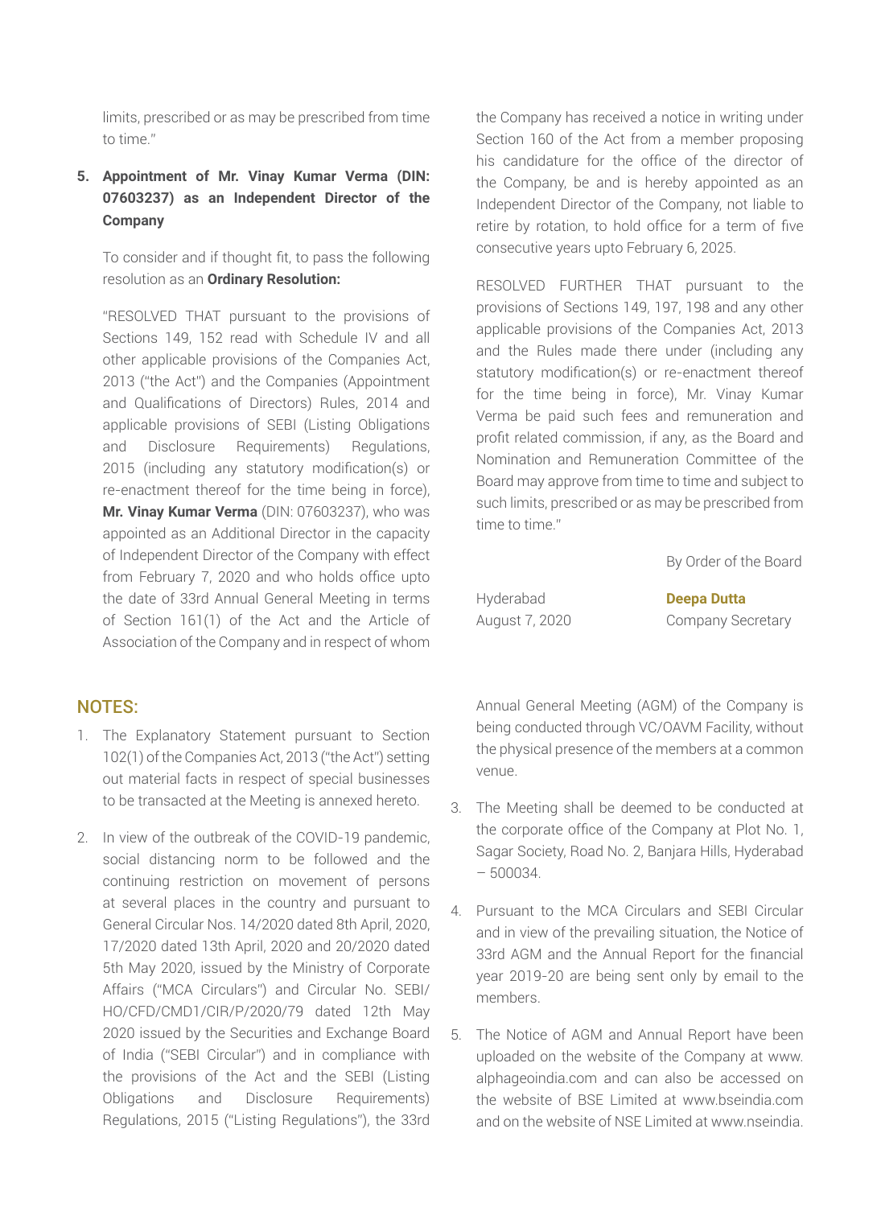limits, prescribed or as may be prescribed from time to time."

5. **Appointment of Mr. Vinay Kumar Verma (DIN: 07603237) as an Independent Director of the Company**

   To consider and if thought fit, to pass the following resolution as an **Ordinary Resolution:**

   "RESOLVED THAT pursuant to the provisions of Sections 149, 152 read with Schedule IV and all other applicable provisions of the Companies Act, 2013 ("the Act") and the Companies (Appointment and Qualifications of Directors) Rules, 2014 and applicable provisions of SEBI (Listing Obligations and Disclosure Requirements) Regulations, 2015 (including any statutory modification(s) or re-enactment thereof for the time being in force), **Mr. Vinay Kumar Verma** (DIN: 07603237), who was appointed as an Additional Director in the capacity of Independent Director of the Company with effect from February 7, 2020 and who holds office upto the date of 33rd Annual General Meeting in terms of Section 161(1) of the Act and the Article of Association of the Company and in respect of whom the Company has received a notice in writing under Section 160 of the Act from a member proposing his candidature for the office of the director of the Company, be and is hereby appointed as an Independent Director of the Company, not liable to retire by rotation, to hold office for a term of five consecutive years upto February 6, 2025.

   RESOLVED FURTHER THAT pursuant to the provisions of Sections 149, 197, 198 and any other applicable provisions of the Companies Act, 2013 and the Rules made there under (including any statutory modification(s) or re-enactment thereof for the time being in force), Mr. Vinay Kumar Verma be paid such fees and remuneration and profit related commission, if any, as the Board and Nomination and Remuneration Committee of the Board may approve from time to time and subject to such limits, prescribed or as may be prescribed from time to time."

By Order of the Board

Hyderabad
August 7, 2020

**Deepa Dutta**
Company Secretary

## NOTES:

1. The Explanatory Statement pursuant to Section 102(1) of the Companies Act, 2013 ("the Act") setting out material facts in respect of special businesses to be transacted at the Meeting is annexed hereto.

2. In view of the outbreak of the COVID-19 pandemic, social distancing norm to be followed and the continuing restriction on movement of persons at several places in the country and pursuant to General Circular Nos. 14/2020 dated 8th April, 2020, 17/2020 dated 13th April, 2020 and 20/2020 dated 5th May 2020, issued by the Ministry of Corporate Affairs ("MCA Circulars") and Circular No. SEBI/HO/CFD/CMD1/CIR/P/2020/79 dated 12th May 2020 issued by the Securities and Exchange Board of India ("SEBI Circular") and in compliance with the provisions of the Act and the SEBI (Listing Obligations and Disclosure Requirements) Regulations, 2015 ("Listing Regulations"), the 33rd Annual General Meeting (AGM) of the Company is being conducted through VC/OAVM Facility, without the physical presence of the members at a common venue.

3. The Meeting shall be deemed to be conducted at the corporate office of the Company at Plot No. 1, Sagar Society, Road No. 2, Banjara Hills, Hyderabad – 500034.

4. Pursuant to the MCA Circulars and SEBI Circular and in view of the prevailing situation, the Notice of 33rd AGM and the Annual Report for the financial year 2019-20 are being sent only by email to the members.

5. The Notice of AGM and Annual Report have been uploaded on the website of the Company at www.alphageoindia.com and can also be accessed on the website of BSE Limited at www.bseindia.com and on the website of NSE Limited at www.nseindia.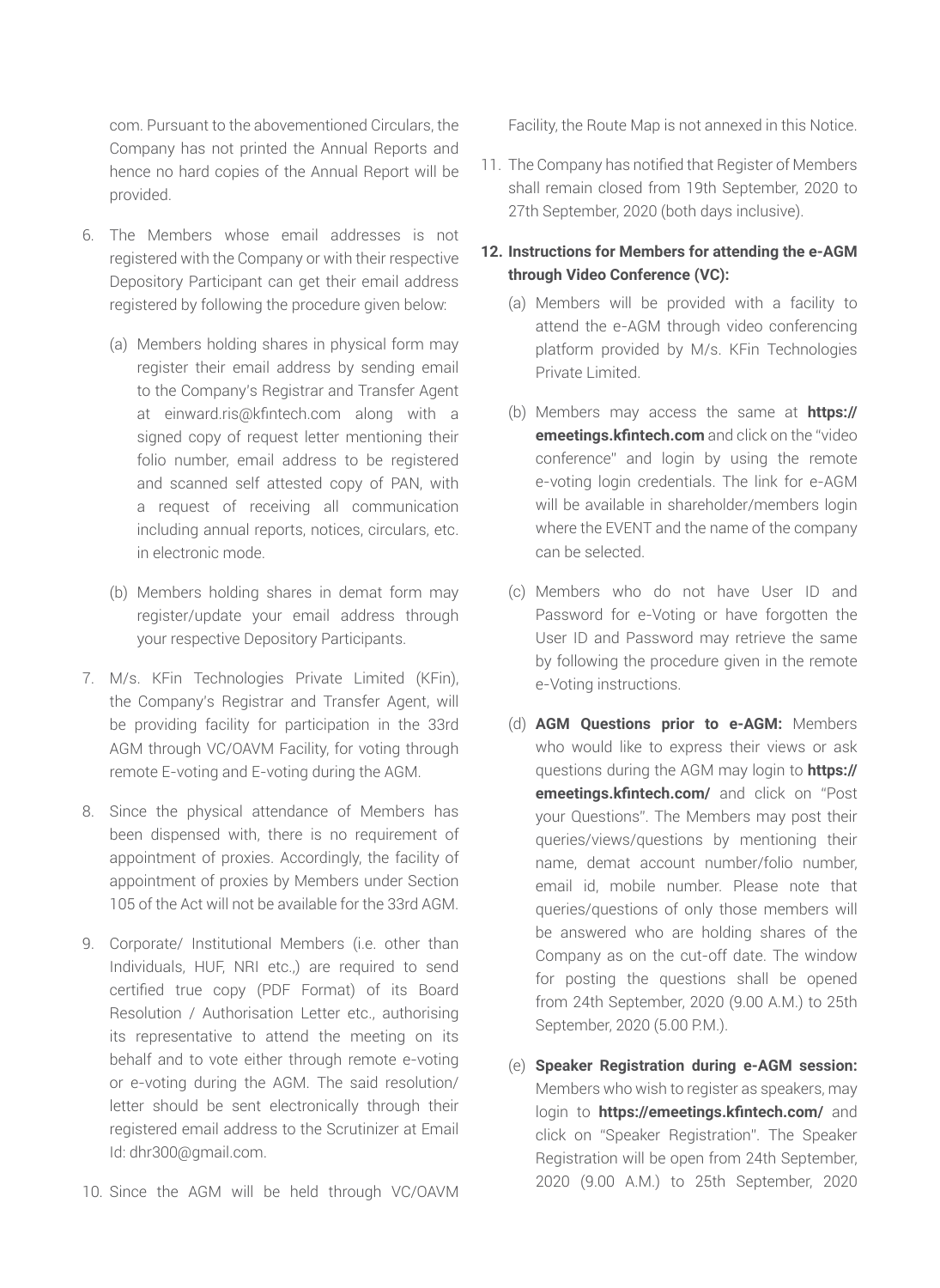com. Pursuant to the abovementioned Circulars, the Company has not printed the Annual Reports and hence no hard copies of the Annual Report will be provided.

6. The Members whose email addresses is not registered with the Company or with their respective Depository Participant can get their email address registered by following the procedure given below:

   (a) Members holding shares in physical form may register their email address by sending email to the Company's Registrar and Transfer Agent at einward.ris@kfintech.com along with a signed copy of request letter mentioning their folio number, email address to be registered and scanned self attested copy of PAN, with a request of receiving all communication including annual reports, notices, circulars, etc. in electronic mode.

   (b) Members holding shares in demat form may register/update your email address through your respective Depository Participants.

7. M/s. KFin Technologies Private Limited (KFin), the Company's Registrar and Transfer Agent, will be providing facility for participation in the 33rd AGM through VC/OAVM Facility, for voting through remote E-voting and E-voting during the AGM.

8. Since the physical attendance of Members has been dispensed with, there is no requirement of appointment of proxies. Accordingly, the facility of appointment of proxies by Members under Section 105 of the Act will not be available for the 33rd AGM.

9. Corporate/ Institutional Members (i.e. other than Individuals, HUF, NRI etc.,) are required to send certified true copy (PDF Format) of its Board Resolution / Authorisation Letter etc., authorising its representative to attend the meeting on its behalf and to vote either through remote e-voting or e-voting during the AGM. The said resolution/ letter should be sent electronically through their registered email address to the Scrutinizer at Email Id: dhr300@gmail.com.

10. Since the AGM will be held through VC/OAVM Facility, the Route Map is not annexed in this Notice.

11. The Company has notified that Register of Members shall remain closed from 19th September, 2020 to 27th September, 2020 (both days inclusive).

**12. Instructions for Members for attending the e-AGM through Video Conference (VC):**

   (a) Members will be provided with a facility to attend the e-AGM through video conferencing platform provided by M/s. KFin Technologies Private Limited.

   (b) Members may access the same at **https://emeetings.kfintech.com** and click on the "video conference" and login by using the remote e-voting login credentials. The link for e-AGM will be available in shareholder/members login where the EVENT and the name of the company can be selected.

   (c) Members who do not have User ID and Password for e-Voting or have forgotten the User ID and Password may retrieve the same by following the procedure given in the remote e-Voting instructions.

   (d) **AGM Questions prior to e-AGM:** Members who would like to express their views or ask questions during the AGM may login to **https://emeetings.kfintech.com/** and click on "Post your Questions". The Members may post their queries/views/questions by mentioning their name, demat account number/folio number, email id, mobile number. Please note that queries/questions of only those members will be answered who are holding shares of the Company as on the cut-off date. The window for posting the questions shall be opened from 24th September, 2020 (9.00 A.M.) to 25th September, 2020 (5.00 P.M.).

   (e) **Speaker Registration during e-AGM session:** Members who wish to register as speakers, may login to **https://emeetings.kfintech.com/** and click on "Speaker Registration". The Speaker Registration will be open from 24th September, 2020 (9.00 A.M.) to 25th September, 2020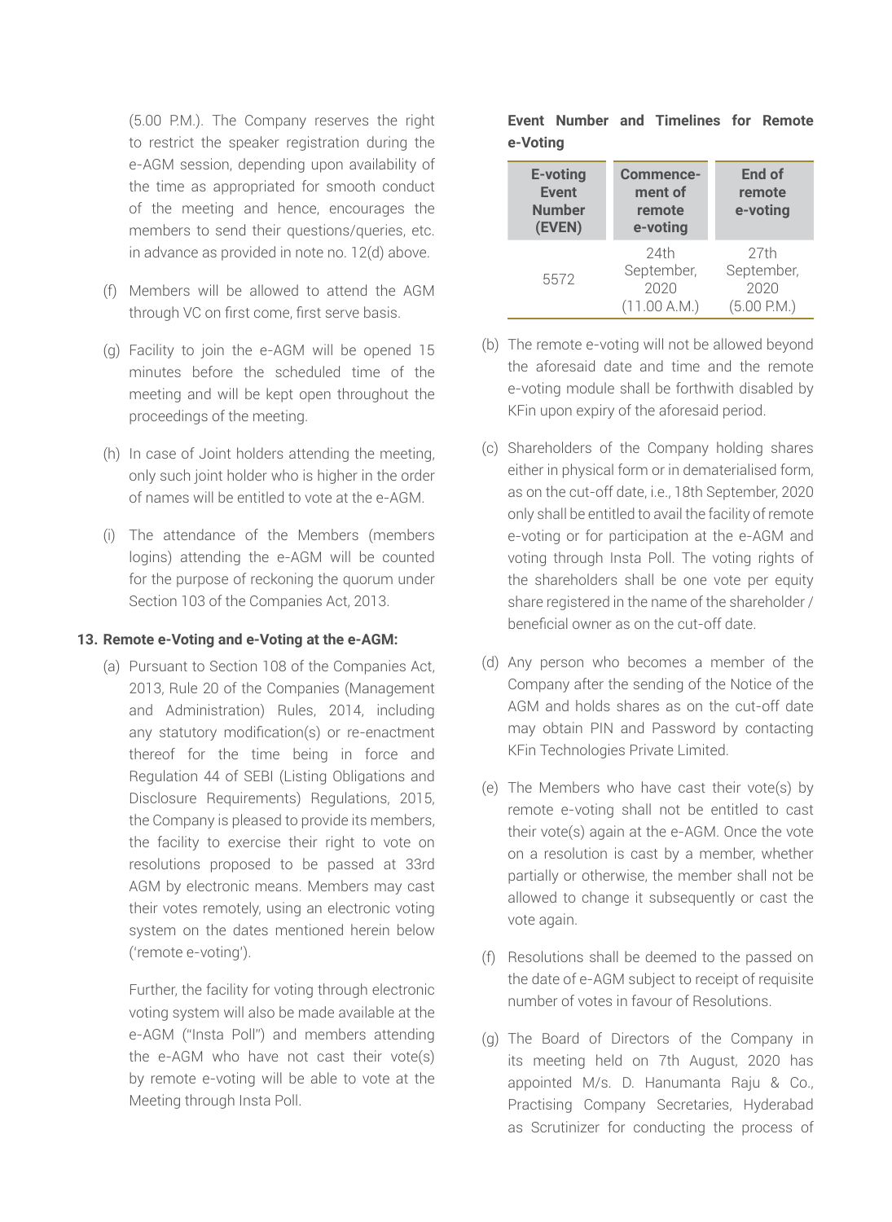(5.00 P.M.). The Company reserves the right to restrict the speaker registration during the e-AGM session, depending upon availability of the time as appropriated for smooth conduct of the meeting and hence, encourages the members to send their questions/queries, etc. in advance as provided in note no. 12(d) above.

(f) Members will be allowed to attend the AGM through VC on first come, first serve basis.

(g) Facility to join the e-AGM will be opened 15 minutes before the scheduled time of the meeting and will be kept open throughout the proceedings of the meeting.

(h) In case of Joint holders attending the meeting, only such joint holder who is higher in the order of names will be entitled to vote at the e-AGM.

(i) The attendance of the Members (members logins) attending the e-AGM will be counted for the purpose of reckoning the quorum under Section 103 of the Companies Act, 2013.

**13. Remote e-Voting and e-Voting at the e-AGM:**

(a) Pursuant to Section 108 of the Companies Act, 2013, Rule 20 of the Companies (Management and Administration) Rules, 2014, including any statutory modification(s) or re-enactment thereof for the time being in force and Regulation 44 of SEBI (Listing Obligations and Disclosure Requirements) Regulations, 2015, the Company is pleased to provide its members, the facility to exercise their right to vote on resolutions proposed to be passed at 33rd AGM by electronic means. Members may cast their votes remotely, using an electronic voting system on the dates mentioned herein below ('remote e-voting').

Further, the facility for voting through electronic voting system will also be made available at the e-AGM ("Insta Poll") and members attending the e-AGM who have not cast their vote(s) by remote e-voting will be able to vote at the Meeting through Insta Poll.

**Event Number and Timelines for Remote e-Voting**

| E-voting Event Number (EVEN) | Commencement of remote e-voting | End of remote e-voting |
|---|---|---|
| 5572 | 24th September, 2020 (11.00 A.M.) | 27th September, 2020 (5.00 P.M.) |

(b) The remote e-voting will not be allowed beyond the aforesaid date and time and the remote e-voting module shall be forthwith disabled by KFin upon expiry of the aforesaid period.

(c) Shareholders of the Company holding shares either in physical form or in dematerialised form, as on the cut-off date, i.e., 18th September, 2020 only shall be entitled to avail the facility of remote e-voting or for participation at the e-AGM and voting through Insta Poll. The voting rights of the shareholders shall be one vote per equity share registered in the name of the shareholder / beneficial owner as on the cut-off date.

(d) Any person who becomes a member of the Company after the sending of the Notice of the AGM and holds shares as on the cut-off date may obtain PIN and Password by contacting KFin Technologies Private Limited.

(e) The Members who have cast their vote(s) by remote e-voting shall not be entitled to cast their vote(s) again at the e-AGM. Once the vote on a resolution is cast by a member, whether partially or otherwise, the member shall not be allowed to change it subsequently or cast the vote again.

(f) Resolutions shall be deemed to the passed on the date of e-AGM subject to receipt of requisite number of votes in favour of Resolutions.

(g) The Board of Directors of the Company in its meeting held on 7th August, 2020 has appointed M/s. D. Hanumanta Raju & Co., Practising Company Secretaries, Hyderabad as Scrutinizer for conducting the process of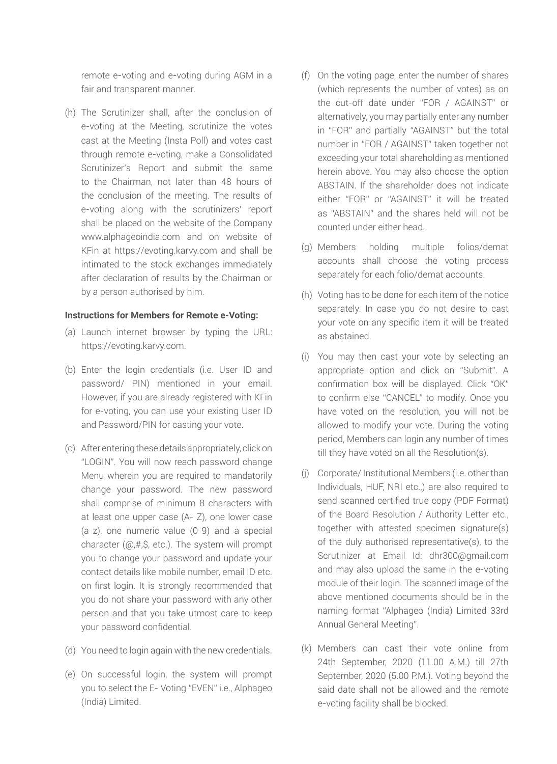remote e-voting and e-voting during AGM in a fair and transparent manner.

(h) The Scrutinizer shall, after the conclusion of e-voting at the Meeting, scrutinize the votes cast at the Meeting (Insta Poll) and votes cast through remote e-voting, make a Consolidated Scrutinizer's Report and submit the same to the Chairman, not later than 48 hours of the conclusion of the meeting. The results of e-voting along with the scrutinizers' report shall be placed on the website of the Company www.alphageoindia.com and on website of KFin at https://evoting.karvy.com and shall be intimated to the stock exchanges immediately after declaration of results by the Chairman or by a person authorised by him.

**Instructions for Members for Remote e-Voting:**

(a) Launch internet browser by typing the URL: https://evoting.karvy.com.

(b) Enter the login credentials (i.e. User ID and password/ PIN) mentioned in your email. However, if you are already registered with KFin for e-voting, you can use your existing User ID and Password/PIN for casting your vote.

(c) After entering these details appropriately, click on "LOGIN". You will now reach password change Menu wherein you are required to mandatorily change your password. The new password shall comprise of minimum 8 characters with at least one upper case (A- Z), one lower case (a-z), one numeric value (0-9) and a special character (@,#,$, etc.). The system will prompt you to change your password and update your contact details like mobile number, email ID etc. on first login. It is strongly recommended that you do not share your password with any other person and that you take utmost care to keep your password confidential.

(d) You need to login again with the new credentials.

(e) On successful login, the system will prompt you to select the E- Voting "EVEN" i.e., Alphageo (India) Limited.

(f) On the voting page, enter the number of shares (which represents the number of votes) as on the cut-off date under "FOR / AGAINST" or alternatively, you may partially enter any number in "FOR" and partially "AGAINST" but the total number in "FOR / AGAINST" taken together not exceeding your total shareholding as mentioned herein above. You may also choose the option ABSTAIN. If the shareholder does not indicate either "FOR" or "AGAINST" it will be treated as "ABSTAIN" and the shares held will not be counted under either head.

(g) Members holding multiple folios/demat accounts shall choose the voting process separately for each folio/demat accounts.

(h) Voting has to be done for each item of the notice separately. In case you do not desire to cast your vote on any specific item it will be treated as abstained.

(i) You may then cast your vote by selecting an appropriate option and click on "Submit". A confirmation box will be displayed. Click "OK" to confirm else "CANCEL" to modify. Once you have voted on the resolution, you will not be allowed to modify your vote. During the voting period, Members can login any number of times till they have voted on all the Resolution(s).

(j) Corporate/ Institutional Members (i.e. other than Individuals, HUF, NRI etc.,) are also required to send scanned certified true copy (PDF Format) of the Board Resolution / Authority Letter etc., together with attested specimen signature(s) of the duly authorised representative(s), to the Scrutinizer at Email Id: dhr300@gmail.com and may also upload the same in the e-voting module of their login. The scanned image of the above mentioned documents should be in the naming format "Alphageo (India) Limited 33rd Annual General Meeting".

(k) Members can cast their vote online from 24th September, 2020 (11.00 A.M.) till 27th September, 2020 (5.00 P.M.). Voting beyond the said date shall not be allowed and the remote e-voting facility shall be blocked.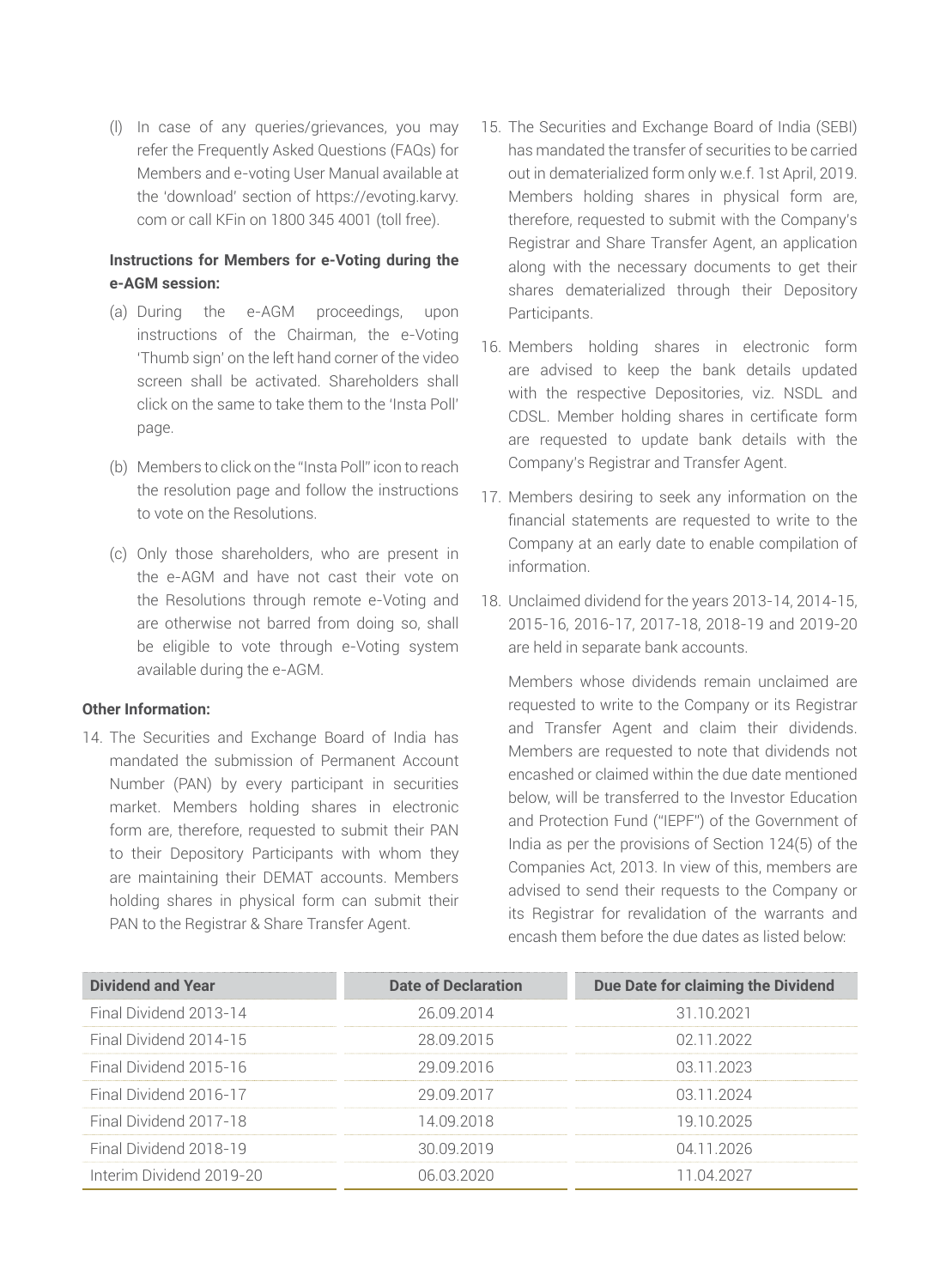(l) In case of any queries/grievances, you may refer the Frequently Asked Questions (FAQs) for Members and e-voting User Manual available at the 'download' section of https://evoting.karvy.com or call KFin on 1800 345 4001 (toll free).

**Instructions for Members for e-Voting during the e-AGM session:**

(a) During the e-AGM proceedings, upon instructions of the Chairman, the e-Voting 'Thumb sign' on the left hand corner of the video screen shall be activated. Shareholders shall click on the same to take them to the 'Insta Poll' page.

(b) Members to click on the "Insta Poll" icon to reach the resolution page and follow the instructions to vote on the Resolutions.

(c) Only those shareholders, who are present in the e-AGM and have not cast their vote on the Resolutions through remote e-Voting and are otherwise not barred from doing so, shall be eligible to vote through e-Voting system available during the e-AGM.

**Other Information:**

14. The Securities and Exchange Board of India has mandated the submission of Permanent Account Number (PAN) by every participant in securities market. Members holding shares in electronic form are, therefore, requested to submit their PAN to their Depository Participants with whom they are maintaining their DEMAT accounts. Members holding shares in physical form can submit their PAN to the Registrar & Share Transfer Agent.

15. The Securities and Exchange Board of India (SEBI) has mandated the transfer of securities to be carried out in dematerialized form only w.e.f. 1st April, 2019. Members holding shares in physical form are, therefore, requested to submit with the Company's Registrar and Share Transfer Agent, an application along with the necessary documents to get their shares dematerialized through their Depository Participants.

16. Members holding shares in electronic form are advised to keep the bank details updated with the respective Depositories, viz. NSDL and CDSL. Member holding shares in certificate form are requested to update bank details with the Company's Registrar and Transfer Agent.

17. Members desiring to seek any information on the financial statements are requested to write to the Company at an early date to enable compilation of information.

18. Unclaimed dividend for the years 2013-14, 2014-15, 2015-16, 2016-17, 2017-18, 2018-19 and 2019-20 are held in separate bank accounts.

    Members whose dividends remain unclaimed are requested to write to the Company or its Registrar and Transfer Agent and claim their dividends. Members are requested to note that dividends not encashed or claimed within the due date mentioned below, will be transferred to the Investor Education and Protection Fund ("IEPF") of the Government of India as per the provisions of Section 124(5) of the Companies Act, 2013. In view of this, members are advised to send their requests to the Company or its Registrar for revalidation of the warrants and encash them before the due dates as listed below:

| Dividend and Year | Date of Declaration | Due Date for claiming the Dividend |
|---|---|---|
| Final Dividend 2013-14 | 26.09.2014 | 31.10.2021 |
| Final Dividend 2014-15 | 28.09.2015 | 02.11.2022 |
| Final Dividend 2015-16 | 29.09.2016 | 03.11.2023 |
| Final Dividend 2016-17 | 29.09.2017 | 03.11.2024 |
| Final Dividend 2017-18 | 14.09.2018 | 19.10.2025 |
| Final Dividend 2018-19 | 30.09.2019 | 04.11.2026 |
| Interim Dividend 2019-20 | 06.03.2020 | 11.04.2027 |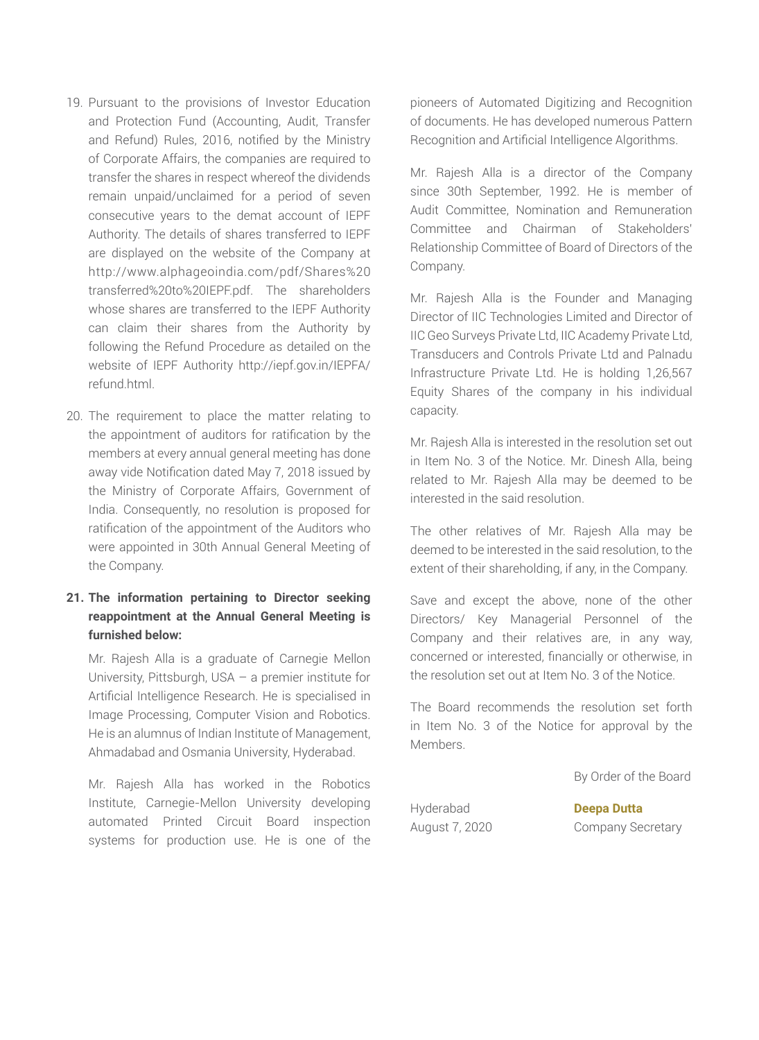19. Pursuant to the provisions of Investor Education and Protection Fund (Accounting, Audit, Transfer and Refund) Rules, 2016, notified by the Ministry of Corporate Affairs, the companies are required to transfer the shares in respect whereof the dividends remain unpaid/unclaimed for a period of seven consecutive years to the demat account of IEPF Authority. The details of shares transferred to IEPF are displayed on the website of the Company at http://www.alphageoindia.com/pdf/Shares%20transferred%20to%20IEPF.pdf. The shareholders whose shares are transferred to the IEPF Authority can claim their shares from the Authority by following the Refund Procedure as detailed on the website of IEPF Authority http://iepf.gov.in/IEPFA/refund.html.

20. The requirement to place the matter relating to the appointment of auditors for ratification by the members at every annual general meeting has done away vide Notification dated May 7, 2018 issued by the Ministry of Corporate Affairs, Government of India. Consequently, no resolution is proposed for ratification of the appointment of the Auditors who were appointed in 30th Annual General Meeting of the Company.

21. **The information pertaining to Director seeking reappointment at the Annual General Meeting is furnished below:**

    Mr. Rajesh Alla is a graduate of Carnegie Mellon University, Pittsburgh, USA – a premier institute for Artificial Intelligence Research. He is specialised in Image Processing, Computer Vision and Robotics. He is an alumnus of Indian Institute of Management, Ahmadabad and Osmania University, Hyderabad.

    Mr. Rajesh Alla has worked in the Robotics Institute, Carnegie-Mellon University developing automated Printed Circuit Board inspection systems for production use. He is one of the pioneers of Automated Digitizing and Recognition of documents. He has developed numerous Pattern Recognition and Artificial Intelligence Algorithms.

    Mr. Rajesh Alla is a director of the Company since 30th September, 1992. He is member of Audit Committee, Nomination and Remuneration Committee and Chairman of Stakeholders' Relationship Committee of Board of Directors of the Company.

    Mr. Rajesh Alla is the Founder and Managing Director of IIC Technologies Limited and Director of IIC Geo Surveys Private Ltd, IIC Academy Private Ltd, Transducers and Controls Private Ltd and Palnadu Infrastructure Private Ltd. He is holding 1,26,567 Equity Shares of the company in his individual capacity.

    Mr. Rajesh Alla is interested in the resolution set out in Item No. 3 of the Notice. Mr. Dinesh Alla, being related to Mr. Rajesh Alla may be deemed to be interested in the said resolution.

    The other relatives of Mr. Rajesh Alla may be deemed to be interested in the said resolution, to the extent of their shareholding, if any, in the Company.

    Save and except the above, none of the other Directors/ Key Managerial Personnel of the Company and their relatives are, in any way, concerned or interested, financially or otherwise, in the resolution set out at Item No. 3 of the Notice.

    The Board recommends the resolution set forth in Item No. 3 of the Notice for approval by the Members.

By Order of the Board

Hyderabad
August 7, 2020

**Deepa Dutta**
Company Secretary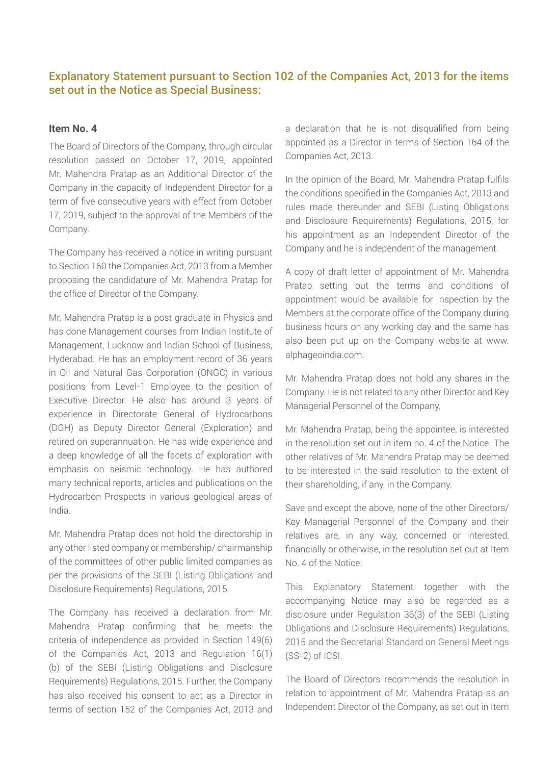## Explanatory Statement pursuant to Section 102 of the Companies Act, 2013 for the items set out in the Notice as Special Business:

### Item No. 4

The Board of Directors of the Company, through circular resolution passed on October 17, 2019, appointed Mr. Mahendra Pratap as an Additional Director of the Company in the capacity of Independent Director for a term of five consecutive years with effect from October 17, 2019, subject to the approval of the Members of the Company.

The Company has received a notice in writing pursuant to Section 160 the Companies Act, 2013 from a Member proposing the candidature of Mr. Mahendra Pratap for the office of Director of the Company.

Mr. Mahendra Pratap is a post graduate in Physics and has done Management courses from Indian Institute of Management, Lucknow and Indian School of Business, Hyderabad. He has an employment record of 36 years in Oil and Natural Gas Corporation (ONGC) in various positions from Level-1 Employee to the position of Executive Director. He also has around 3 years of experience in Directorate General of Hydrocarbons (DGH) as Deputy Director General (Exploration) and retired on superannuation. He has wide experience and a deep knowledge of all the facets of exploration with emphasis on seismic technology. He has authored many technical reports, articles and publications on the Hydrocarbon Prospects in various geological areas of India.

Mr. Mahendra Pratap does not hold the directorship in any other listed company or membership/ chairmanship of the committees of other public limited companies as per the provisions of the SEBI (Listing Obligations and Disclosure Requirements) Regulations, 2015.

The Company has received a declaration from Mr. Mahendra Pratap confirming that he meets the criteria of independence as provided in Section 149(6) of the Companies Act, 2013 and Regulation 16(1)(b) of the SEBI (Listing Obligations and Disclosure Requirements) Regulations, 2015. Further, the Company has also received his consent to act as a Director in terms of section 152 of the Companies Act, 2013 and a declaration that he is not disqualified from being appointed as a Director in terms of Section 164 of the Companies Act, 2013.

In the opinion of the Board, Mr. Mahendra Pratap fulfils the conditions specified in the Companies Act, 2013 and rules made thereunder and SEBI (Listing Obligations and Disclosure Requirements) Regulations, 2015, for his appointment as an Independent Director of the Company and he is independent of the management.

A copy of draft letter of appointment of Mr. Mahendra Pratap setting out the terms and conditions of appointment would be available for inspection by the Members at the corporate office of the Company during business hours on any working day and the same has also been put up on the Company website at www.alphageoindia.com.

Mr. Mahendra Pratap does not hold any shares in the Company. He is not related to any other Director and Key Managerial Personnel of the Company.

Mr. Mahendra Pratap, being the appointee, is interested in the resolution set out in item no. 4 of the Notice. The other relatives of Mr. Mahendra Pratap may be deemed to be interested in the said resolution to the extent of their shareholding, if any, in the Company.

Save and except the above, none of the other Directors/ Key Managerial Personnel of the Company and their relatives are, in any way, concerned or interested, financially or otherwise, in the resolution set out at Item No. 4 of the Notice.

This Explanatory Statement together with the accompanying Notice may also be regarded as a disclosure under Regulation 36(3) of the SEBI (Listing Obligations and Disclosure Requirements) Regulations, 2015 and the Secretarial Standard on General Meetings (SS-2) of ICSI.

The Board of Directors recommends the resolution in relation to appointment of Mr. Mahendra Pratap as an Independent Director of the Company, as set out in Item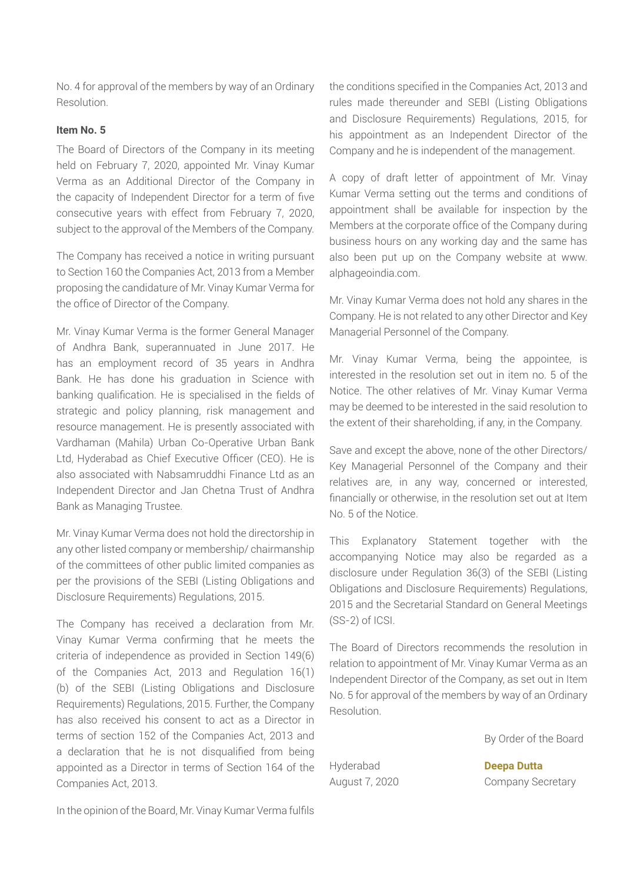No. 4 for approval of the members by way of an Ordinary Resolution.

**Item No. 5**

The Board of Directors of the Company in its meeting held on February 7, 2020, appointed Mr. Vinay Kumar Verma as an Additional Director of the Company in the capacity of Independent Director for a term of five consecutive years with effect from February 7, 2020, subject to the approval of the Members of the Company.

The Company has received a notice in writing pursuant to Section 160 the Companies Act, 2013 from a Member proposing the candidature of Mr. Vinay Kumar Verma for the office of Director of the Company.

Mr. Vinay Kumar Verma is the former General Manager of Andhra Bank, superannuated in June 2017. He has an employment record of 35 years in Andhra Bank. He has done his graduation in Science with banking qualification. He is specialised in the fields of strategic and policy planning, risk management and resource management. He is presently associated with Vardhaman (Mahila) Urban Co-Operative Urban Bank Ltd, Hyderabad as Chief Executive Officer (CEO). He is also associated with Nabsamruddhi Finance Ltd as an Independent Director and Jan Chetna Trust of Andhra Bank as Managing Trustee.

Mr. Vinay Kumar Verma does not hold the directorship in any other listed company or membership/ chairmanship of the committees of other public limited companies as per the provisions of the SEBI (Listing Obligations and Disclosure Requirements) Regulations, 2015.

The Company has received a declaration from Mr. Vinay Kumar Verma confirming that he meets the criteria of independence as provided in Section 149(6) of the Companies Act, 2013 and Regulation 16(1)(b) of the SEBI (Listing Obligations and Disclosure Requirements) Regulations, 2015. Further, the Company has also received his consent to act as a Director in terms of section 152 of the Companies Act, 2013 and a declaration that he is not disqualified from being appointed as a Director in terms of Section 164 of the Companies Act, 2013.

In the opinion of the Board, Mr. Vinay Kumar Verma fulfils the conditions specified in the Companies Act, 2013 and rules made thereunder and SEBI (Listing Obligations and Disclosure Requirements) Regulations, 2015, for his appointment as an Independent Director of the Company and he is independent of the management.

A copy of draft letter of appointment of Mr. Vinay Kumar Verma setting out the terms and conditions of appointment shall be available for inspection by the Members at the corporate office of the Company during business hours on any working day and the same has also been put up on the Company website at www.alphageoindia.com.

Mr. Vinay Kumar Verma does not hold any shares in the Company. He is not related to any other Director and Key Managerial Personnel of the Company.

Mr. Vinay Kumar Verma, being the appointee, is interested in the resolution set out in item no. 5 of the Notice. The other relatives of Mr. Vinay Kumar Verma may be deemed to be interested in the said resolution to the extent of their shareholding, if any, in the Company.

Save and except the above, none of the other Directors/ Key Managerial Personnel of the Company and their relatives are, in any way, concerned or interested, financially or otherwise, in the resolution set out at Item No. 5 of the Notice.

This Explanatory Statement together with the accompanying Notice may also be regarded as a disclosure under Regulation 36(3) of the SEBI (Listing Obligations and Disclosure Requirements) Regulations, 2015 and the Secretarial Standard on General Meetings (SS-2) of ICSI.

The Board of Directors recommends the resolution in relation to appointment of Mr. Vinay Kumar Verma as an Independent Director of the Company, as set out in Item No. 5 for approval of the members by way of an Ordinary Resolution.

By Order of the Board

Hyderabad
August 7, 2020

**Deepa Dutta**
Company Secretary